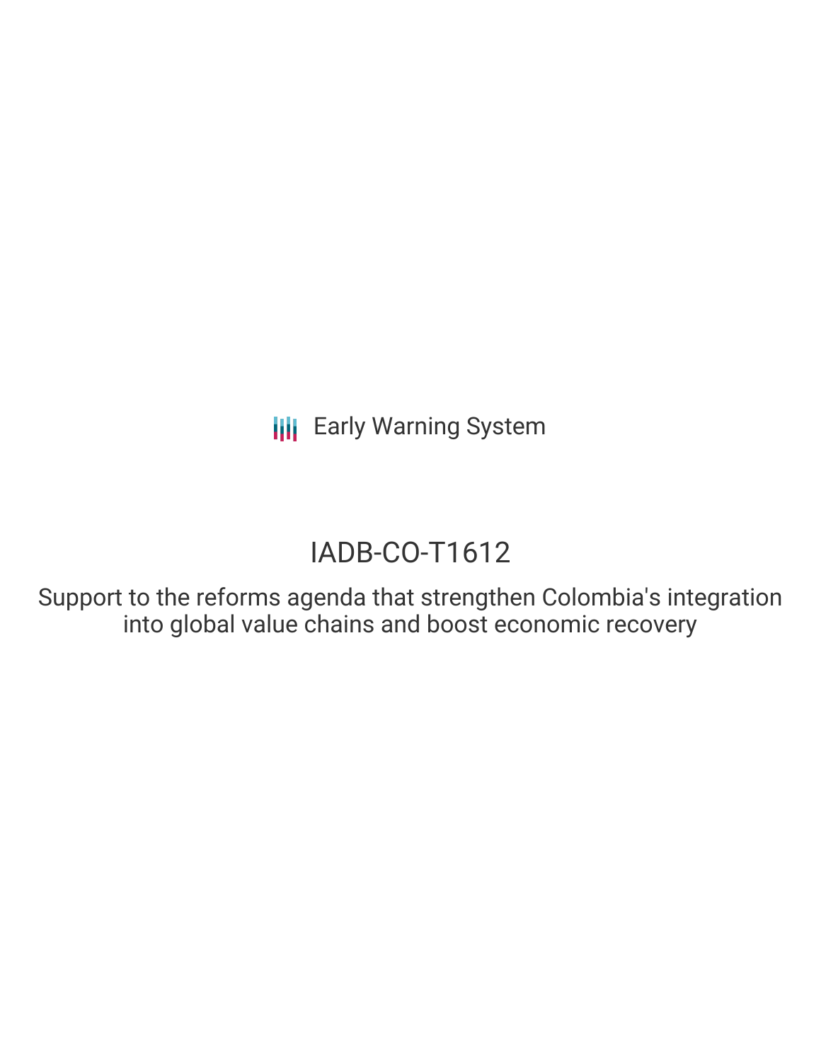Early Warning System

# IADB-CO-T1612

Support to the reforms agenda that strengthen Colombia's integration into global value chains and boost economic recovery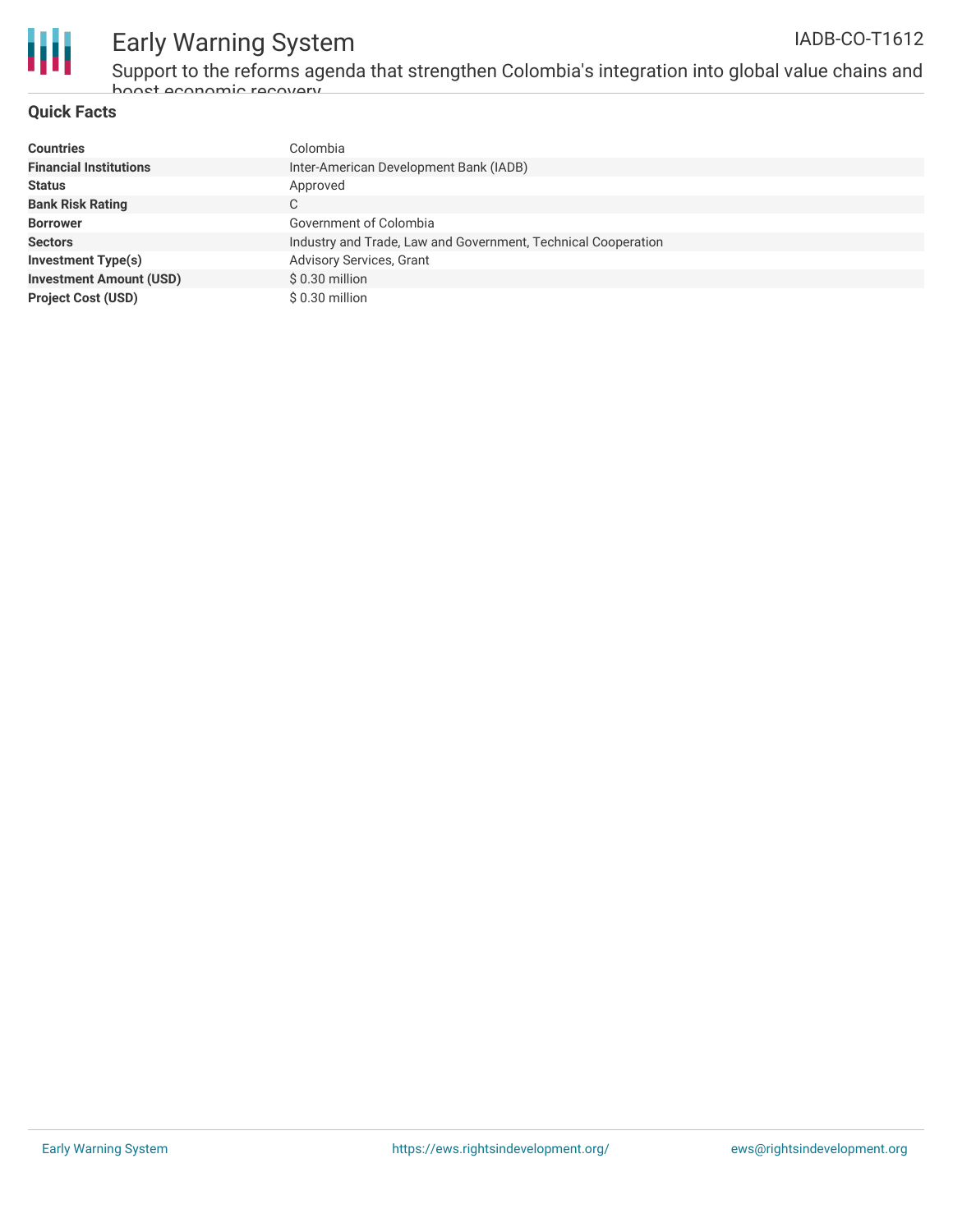# Early Warning System

IADB-CO-T1612

Support to the reforms agenda that strengthen Colombia's integration into global value chains and boost economic recovery

## Quick Facts

| | |
|---|---|
| **Countries** | Colombia |
| **Financial Institutions** | Inter-American Development Bank (IADB) |
| **Status** | Approved |
| **Bank Risk Rating** | C |
| **Borrower** | Government of Colombia |
| **Sectors** | Industry and Trade, Law and Government, Technical Cooperation |
| **Investment Type(s)** | Advisory Services, Grant |
| **Investment Amount (USD)** | $ 0.30 million |
| **Project Cost (USD)** | $ 0.30 million |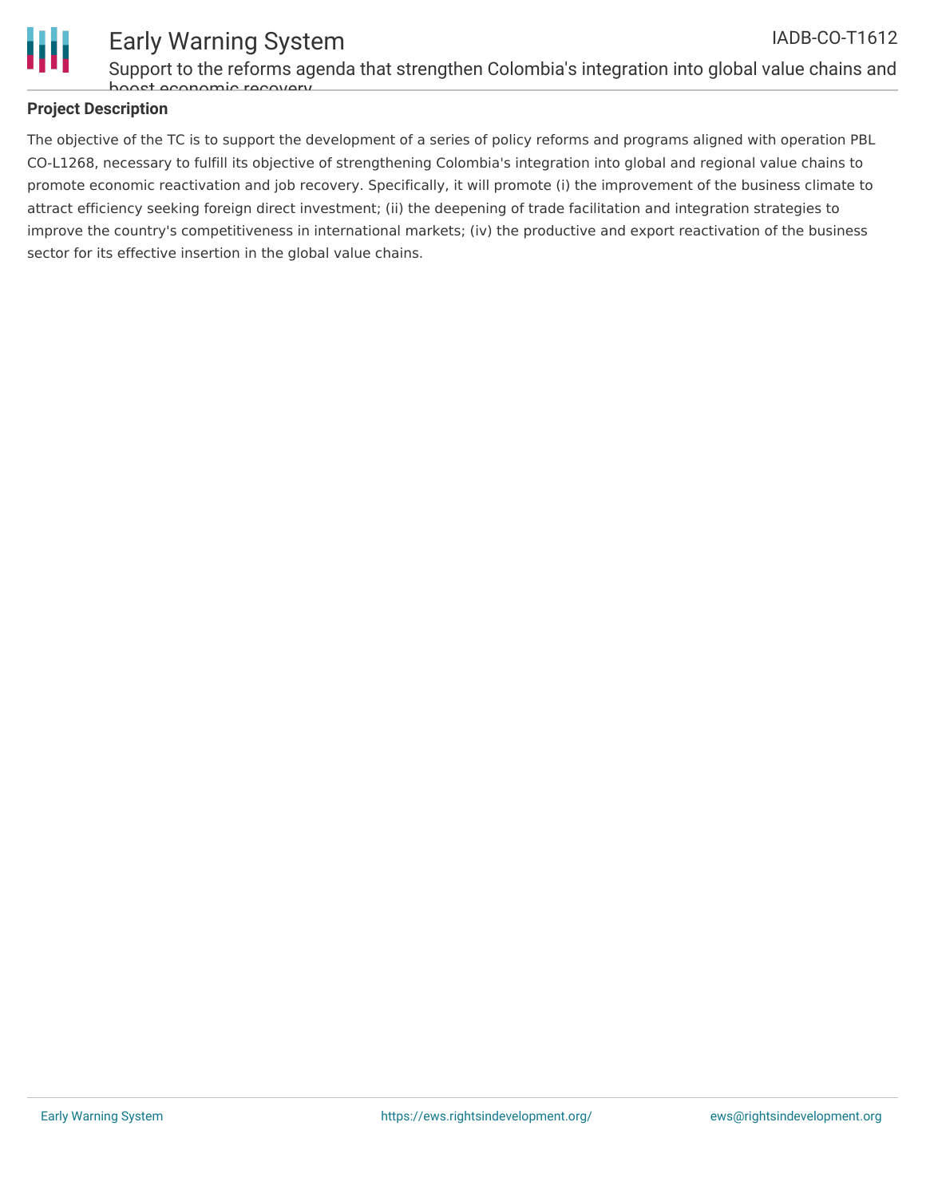## Project Description

The objective of the TC is to support the development of a series of policy reforms and programs aligned with operation PBL CO-L1268, necessary to fulfill its objective of strengthening Colombia's integration into global and regional value chains to promote economic reactivation and job recovery. Specifically, it will promote (i) the improvement of the business climate to attract efficiency seeking foreign direct investment; (ii) the deepening of trade facilitation and integration strategies to improve the country's competitiveness in international markets; (iv) the productive and export reactivation of the business sector for its effective insertion in the global value chains.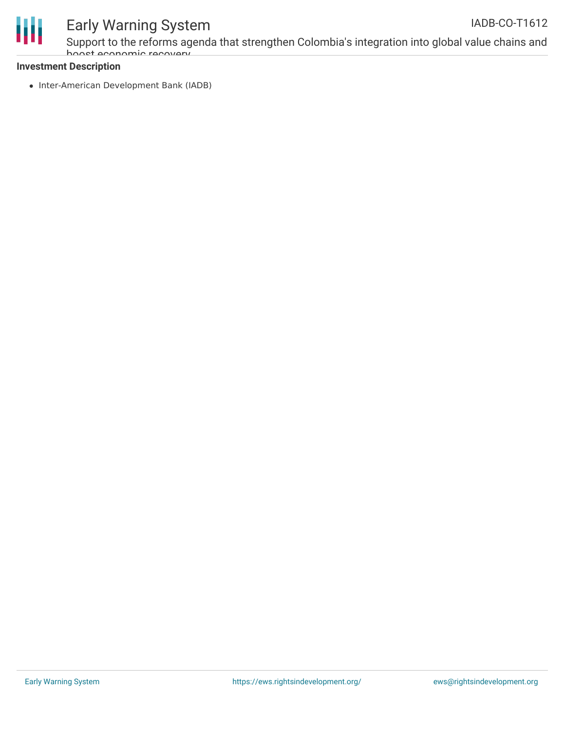**Investment Description**

- Inter-American Development Bank (IADB)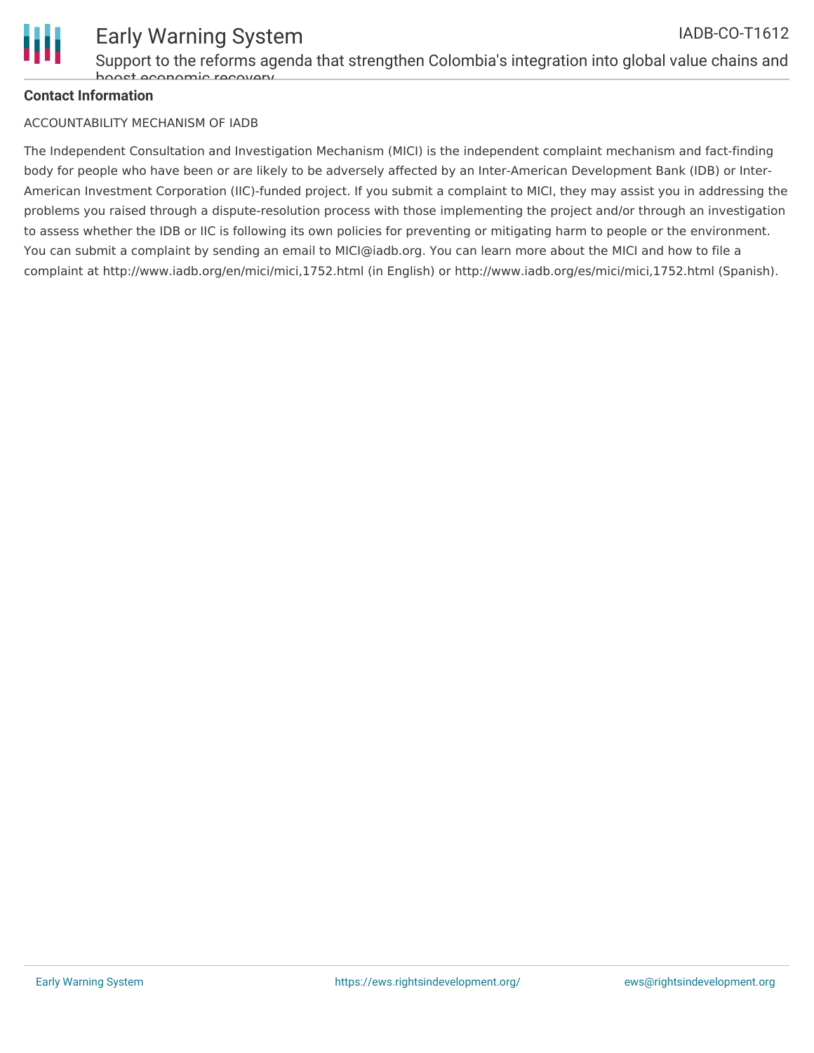**Contact Information**

ACCOUNTABILITY MECHANISM OF IADB

The Independent Consultation and Investigation Mechanism (MICI) is the independent complaint mechanism and fact-finding body for people who have been or are likely to be adversely affected by an Inter-American Development Bank (IDB) or Inter-American Investment Corporation (IIC)-funded project. If you submit a complaint to MICI, they may assist you in addressing the problems you raised through a dispute-resolution process with those implementing the project and/or through an investigation to assess whether the IDB or IIC is following its own policies for preventing or mitigating harm to people or the environment. You can submit a complaint by sending an email to MICI@iadb.org. You can learn more about the MICI and how to file a complaint at http://www.iadb.org/en/mici/mici,1752.html (in English) or http://www.iadb.org/es/mici/mici,1752.html (Spanish).